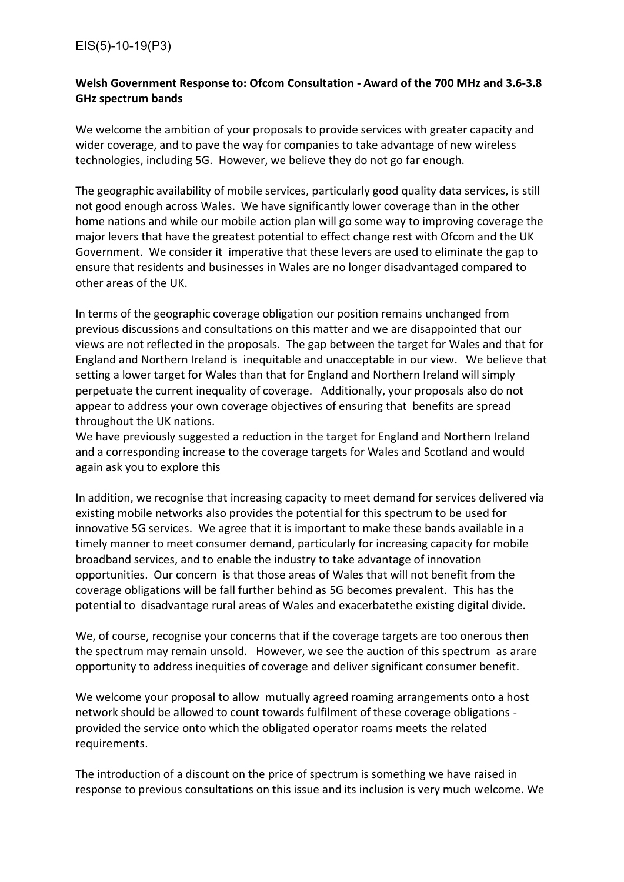EIS(5)-10-19(P3)

**Welsh Government Response to: Ofcom Consultation - Award of the 700 MHz and 3.6-3.8 GHz spectrum bands**

We welcome the ambition of your proposals to provide services with greater capacity and wider coverage, and to pave the way for companies to take advantage of new wireless technologies, including 5G. However, we believe they do not go far enough.

The geographic availability of mobile services, particularly good quality data services, is still not good enough across Wales. We have significantly lower coverage than in the other home nations and while our mobile action plan will go some way to improving coverage the major levers that have the greatest potential to effect change rest with Ofcom and the UK Government. We consider it imperative that these levers are used to eliminate the gap to ensure that residents and businesses in Wales are no longer disadvantaged compared to other areas of the UK.

In terms of the geographic coverage obligation our position remains unchanged from previous discussions and consultations on this matter and we are disappointed that our views are not reflected in the proposals. The gap between the target for Wales and that for England and Northern Ireland is inequitable and unacceptable in our view. We believe that setting a lower target for Wales than that for England and Northern Ireland will simply perpetuate the current inequality of coverage. Additionally, your proposals also do not appear to address your own coverage objectives of ensuring that benefits are spread throughout the UK nations.
We have previously suggested a reduction in the target for England and Northern Ireland and a corresponding increase to the coverage targets for Wales and Scotland and would again ask you to explore this

In addition, we recognise that increasing capacity to meet demand for services delivered via existing mobile networks also provides the potential for this spectrum to be used for innovative 5G services. We agree that it is important to make these bands available in a timely manner to meet consumer demand, particularly for increasing capacity for mobile broadband services, and to enable the industry to take advantage of innovation opportunities. Our concern is that those areas of Wales that will not benefit from the coverage obligations will be fall further behind as 5G becomes prevalent. This has the potential to disadvantage rural areas of Wales and exacerbatethe existing digital divide.

We, of course, recognise your concerns that if the coverage targets are too onerous then the spectrum may remain unsold. However, we see the auction of this spectrum as arare opportunity to address inequities of coverage and deliver significant consumer benefit.

We welcome your proposal to allow mutually agreed roaming arrangements onto a host network should be allowed to count towards fulfilment of these coverage obligations - provided the service onto which the obligated operator roams meets the related requirements.

The introduction of a discount on the price of spectrum is something we have raised in response to previous consultations on this issue and its inclusion is very much welcome. We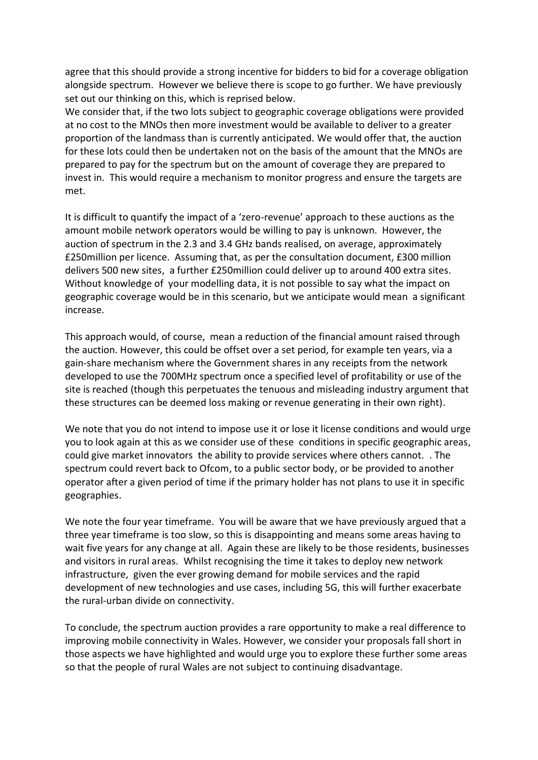agree that this should provide a strong incentive for bidders to bid for a coverage obligation alongside spectrum. However we believe there is scope to go further. We have previously set out our thinking on this, which is reprised below.

We consider that, if the two lots subject to geographic coverage obligations were provided at no cost to the MNOs then more investment would be available to deliver to a greater proportion of the landmass than is currently anticipated. We would offer that, the auction for these lots could then be undertaken not on the basis of the amount that the MNOs are prepared to pay for the spectrum but on the amount of coverage they are prepared to invest in. This would require a mechanism to monitor progress and ensure the targets are met.

It is difficult to quantify the impact of a 'zero-revenue' approach to these auctions as the amount mobile network operators would be willing to pay is unknown. However, the auction of spectrum in the 2.3 and 3.4 GHz bands realised, on average, approximately £250million per licence. Assuming that, as per the consultation document, £300 million delivers 500 new sites, a further £250million could deliver up to around 400 extra sites. Without knowledge of your modelling data, it is not possible to say what the impact on geographic coverage would be in this scenario, but we anticipate would mean a significant increase.

This approach would, of course, mean a reduction of the financial amount raised through the auction. However, this could be offset over a set period, for example ten years, via a gain-share mechanism where the Government shares in any receipts from the network developed to use the 700MHz spectrum once a specified level of profitability or use of the site is reached (though this perpetuates the tenuous and misleading industry argument that these structures can be deemed loss making or revenue generating in their own right).

We note that you do not intend to impose use it or lose it license conditions and would urge you to look again at this as we consider use of these conditions in specific geographic areas, could give market innovators the ability to provide services where others cannot. . The spectrum could revert back to Ofcom, to a public sector body, or be provided to another operator after a given period of time if the primary holder has not plans to use it in specific geographies.

We note the four year timeframe. You will be aware that we have previously argued that a three year timeframe is too slow, so this is disappointing and means some areas having to wait five years for any change at all. Again these are likely to be those residents, businesses and visitors in rural areas. Whilst recognising the time it takes to deploy new network infrastructure, given the ever growing demand for mobile services and the rapid development of new technologies and use cases, including 5G, this will further exacerbate the rural-urban divide on connectivity.

To conclude, the spectrum auction provides a rare opportunity to make a real difference to improving mobile connectivity in Wales. However, we consider your proposals fall short in those aspects we have highlighted and would urge you to explore these further some areas so that the people of rural Wales are not subject to continuing disadvantage.